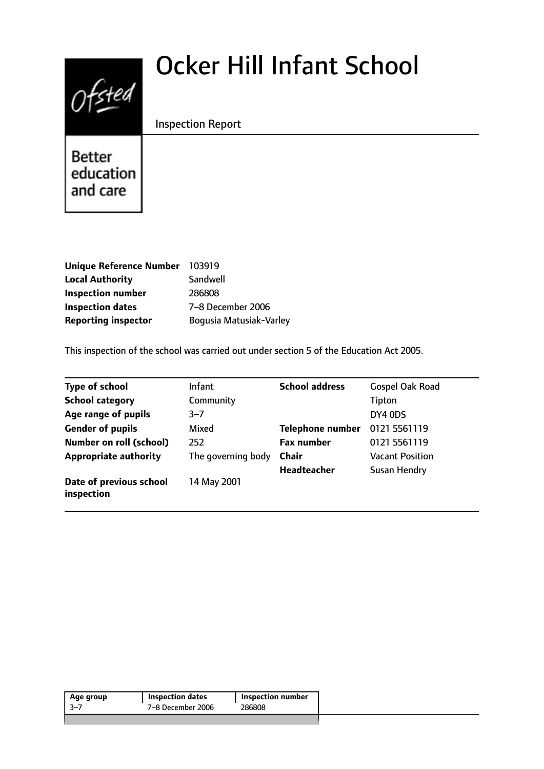# Ocker Hill Infant School

Inspection Report

Better education and care

| | |
|---|---|
| **Unique Reference Number** | 103919 |
| **Local Authority** | Sandwell |
| **Inspection number** | 286808 |
| **Inspection dates** | 7–8 December 2006 |
| **Reporting inspector** | Bogusia Matusiak-Varley |

This inspection of the school was carried out under section 5 of the Education Act 2005.

| | | | |
|---|---|---|---|
| **Type of school** | Infant | **School address** | Gospel Oak Road |
| **School category** | Community | | Tipton |
| **Age range of pupils** | 3–7 | | DY4 0DS |
| **Gender of pupils** | Mixed | **Telephone number** | 0121 5561119 |
| **Number on roll (school)** | 252 | **Fax number** | 0121 5561119 |
| **Appropriate authority** | The governing body | **Chair** | Vacant Position |
| | | **Headteacher** | Susan Hendry |
| **Date of previous school inspection** | 14 May 2001 | | |

| Age group | Inspection dates | Inspection number |
|---|---|---|
| 3–7 | 7–8 December 2006 | 286808 |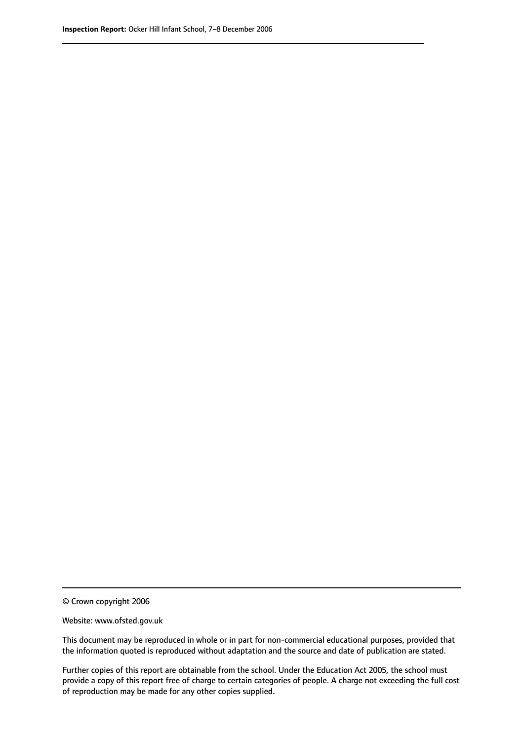© Crown copyright 2006

Website: www.ofsted.gov.uk

This document may be reproduced in whole or in part for non-commercial educational purposes, provided that the information quoted is reproduced without adaptation and the source and date of publication are stated.

Further copies of this report are obtainable from the school. Under the Education Act 2005, the school must provide a copy of this report free of charge to certain categories of people. A charge not exceeding the full cost of reproduction may be made for any other copies supplied.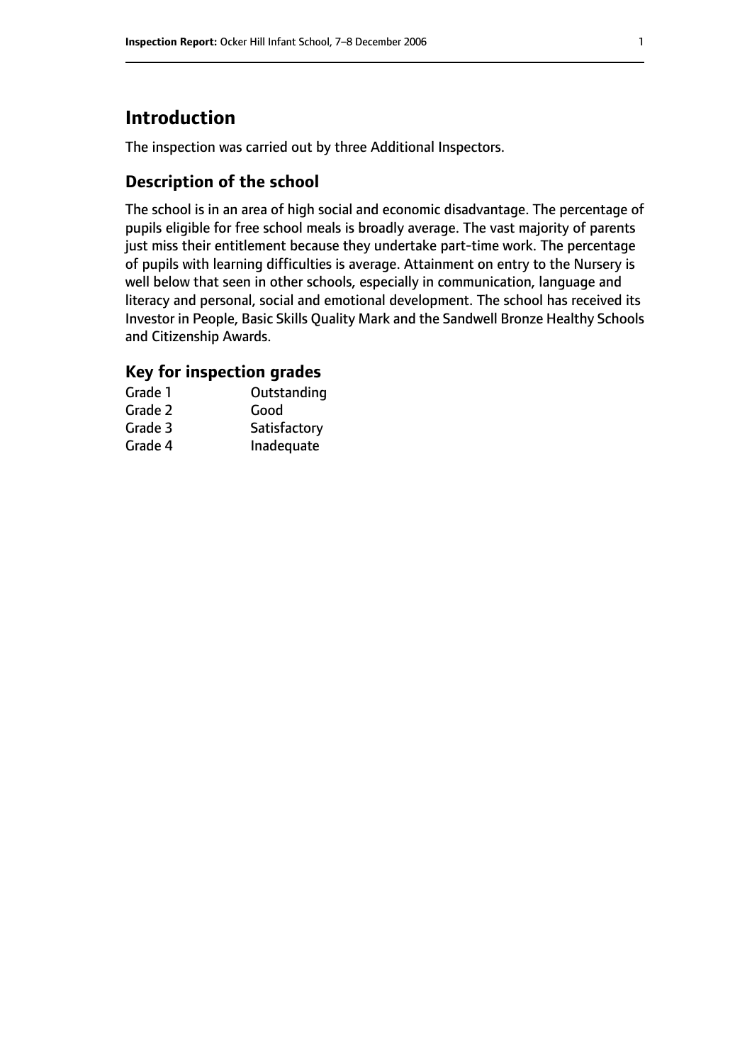# Introduction

The inspection was carried out by three Additional Inspectors.

## Description of the school

The school is in an area of high social and economic disadvantage. The percentage of pupils eligible for free school meals is broadly average. The vast majority of parents just miss their entitlement because they undertake part-time work. The percentage of pupils with learning difficulties is average. Attainment on entry to the Nursery is well below that seen in other schools, especially in communication, language and literacy and personal, social and emotional development. The school has received its Investor in People, Basic Skills Quality Mark and the Sandwell Bronze Healthy Schools and Citizenship Awards.

### Key for inspection grades

| | |
|---|---|
| Grade 1 | Outstanding |
| Grade 2 | Good |
| Grade 3 | Satisfactory |
| Grade 4 | Inadequate |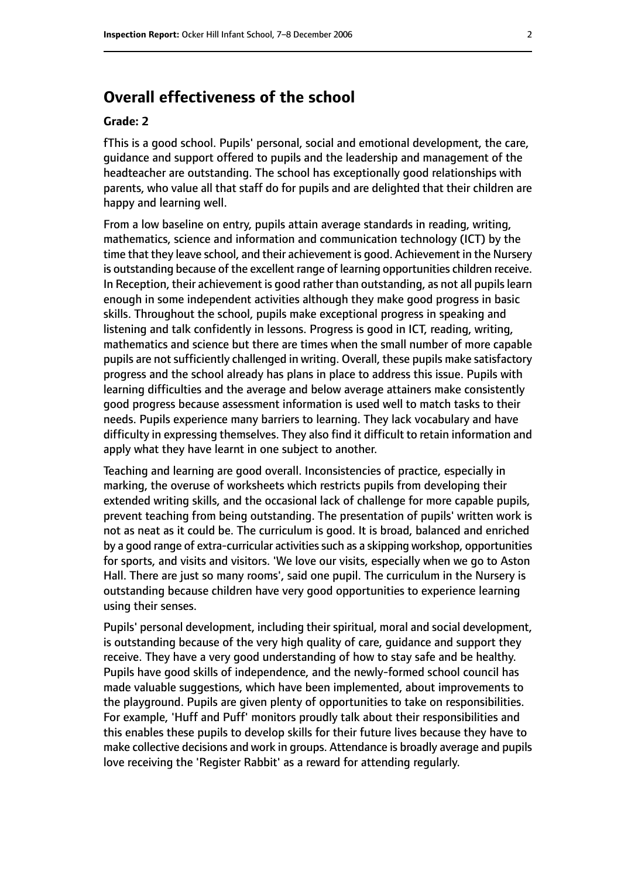## Overall effectiveness of the school

**Grade: 2**

fThis is a good school. Pupils' personal, social and emotional development, the care, guidance and support offered to pupils and the leadership and management of the headteacher are outstanding. The school has exceptionally good relationships with parents, who value all that staff do for pupils and are delighted that their children are happy and learning well.

From a low baseline on entry, pupils attain average standards in reading, writing, mathematics, science and information and communication technology (ICT) by the time that they leave school, and their achievement is good. Achievement in the Nursery is outstanding because of the excellent range of learning opportunities children receive. In Reception, their achievement is good rather than outstanding, as not all pupils learn enough in some independent activities although they make good progress in basic skills. Throughout the school, pupils make exceptional progress in speaking and listening and talk confidently in lessons. Progress is good in ICT, reading, writing, mathematics and science but there are times when the small number of more capable pupils are not sufficiently challenged in writing. Overall, these pupils make satisfactory progress and the school already has plans in place to address this issue. Pupils with learning difficulties and the average and below average attainers make consistently good progress because assessment information is used well to match tasks to their needs. Pupils experience many barriers to learning. They lack vocabulary and have difficulty in expressing themselves. They also find it difficult to retain information and apply what they have learnt in one subject to another.

Teaching and learning are good overall. Inconsistencies of practice, especially in marking, the overuse of worksheets which restricts pupils from developing their extended writing skills, and the occasional lack of challenge for more capable pupils, prevent teaching from being outstanding. The presentation of pupils' written work is not as neat as it could be. The curriculum is good. It is broad, balanced and enriched by a good range of extra-curricular activities such as a skipping workshop, opportunities for sports, and visits and visitors. 'We love our visits, especially when we go to Aston Hall. There are just so many rooms', said one pupil. The curriculum in the Nursery is outstanding because children have very good opportunities to experience learning using their senses.

Pupils' personal development, including their spiritual, moral and social development, is outstanding because of the very high quality of care, guidance and support they receive. They have a very good understanding of how to stay safe and be healthy. Pupils have good skills of independence, and the newly-formed school council has made valuable suggestions, which have been implemented, about improvements to the playground. Pupils are given plenty of opportunities to take on responsibilities. For example, 'Huff and Puff' monitors proudly talk about their responsibilities and this enables these pupils to develop skills for their future lives because they have to make collective decisions and work in groups. Attendance is broadly average and pupils love receiving the 'Register Rabbit' as a reward for attending regularly.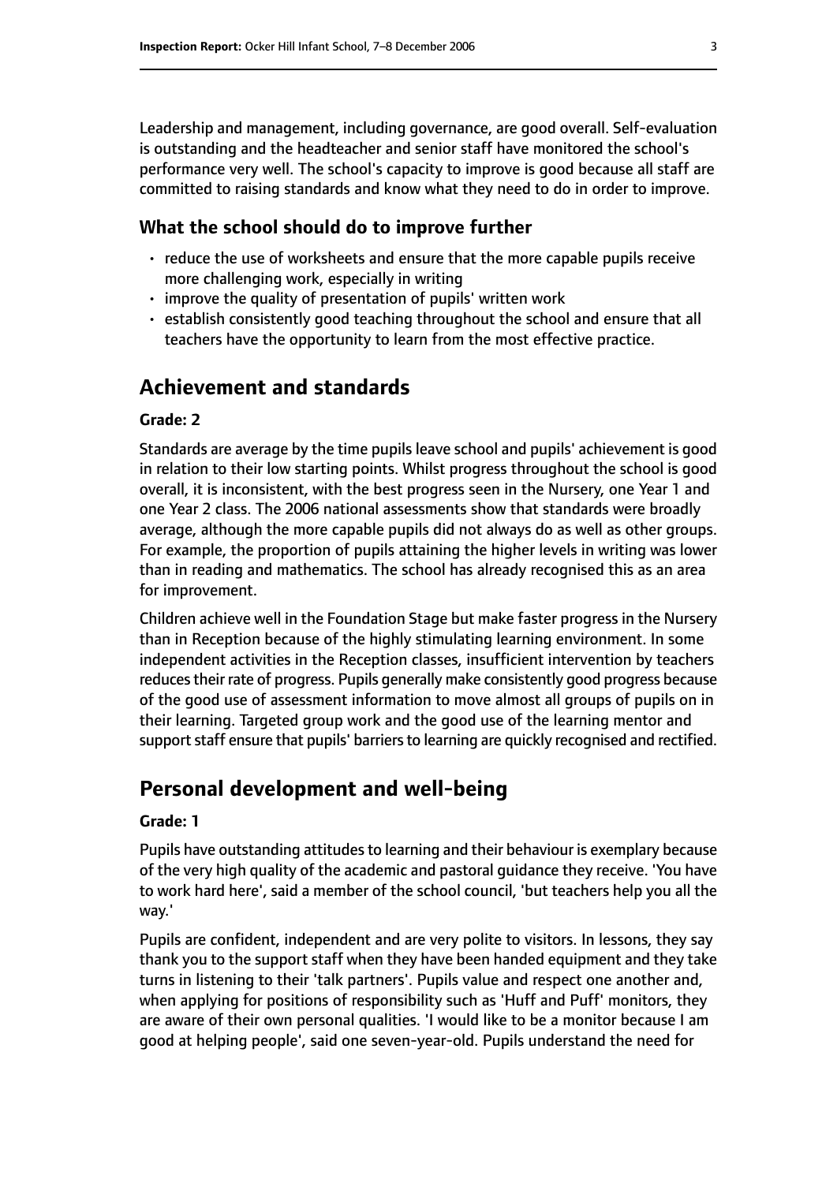Leadership and management, including governance, are good overall. Self-evaluation is outstanding and the headteacher and senior staff have monitored the school's performance very well. The school's capacity to improve is good because all staff are committed to raising standards and know what they need to do in order to improve.

### What the school should do to improve further

- reduce the use of worksheets and ensure that the more capable pupils receive more challenging work, especially in writing
- improve the quality of presentation of pupils' written work
- establish consistently good teaching throughout the school and ensure that all teachers have the opportunity to learn from the most effective practice.

## Achievement and standards

#### Grade: 2

Standards are average by the time pupils leave school and pupils' achievement is good in relation to their low starting points. Whilst progress throughout the school is good overall, it is inconsistent, with the best progress seen in the Nursery, one Year 1 and one Year 2 class. The 2006 national assessments show that standards were broadly average, although the more capable pupils did not always do as well as other groups. For example, the proportion of pupils attaining the higher levels in writing was lower than in reading and mathematics. The school has already recognised this as an area for improvement.

Children achieve well in the Foundation Stage but make faster progress in the Nursery than in Reception because of the highly stimulating learning environment. In some independent activities in the Reception classes, insufficient intervention by teachers reduces their rate of progress. Pupils generally make consistently good progress because of the good use of assessment information to move almost all groups of pupils on in their learning. Targeted group work and the good use of the learning mentor and support staff ensure that pupils' barriers to learning are quickly recognised and rectified.

## Personal development and well-being

#### Grade: 1

Pupils have outstanding attitudes to learning and their behaviour is exemplary because of the very high quality of the academic and pastoral guidance they receive. 'You have to work hard here', said a member of the school council, 'but teachers help you all the way.'

Pupils are confident, independent and are very polite to visitors. In lessons, they say thank you to the support staff when they have been handed equipment and they take turns in listening to their 'talk partners'. Pupils value and respect one another and, when applying for positions of responsibility such as 'Huff and Puff' monitors, they are aware of their own personal qualities. 'I would like to be a monitor because I am good at helping people', said one seven-year-old. Pupils understand the need for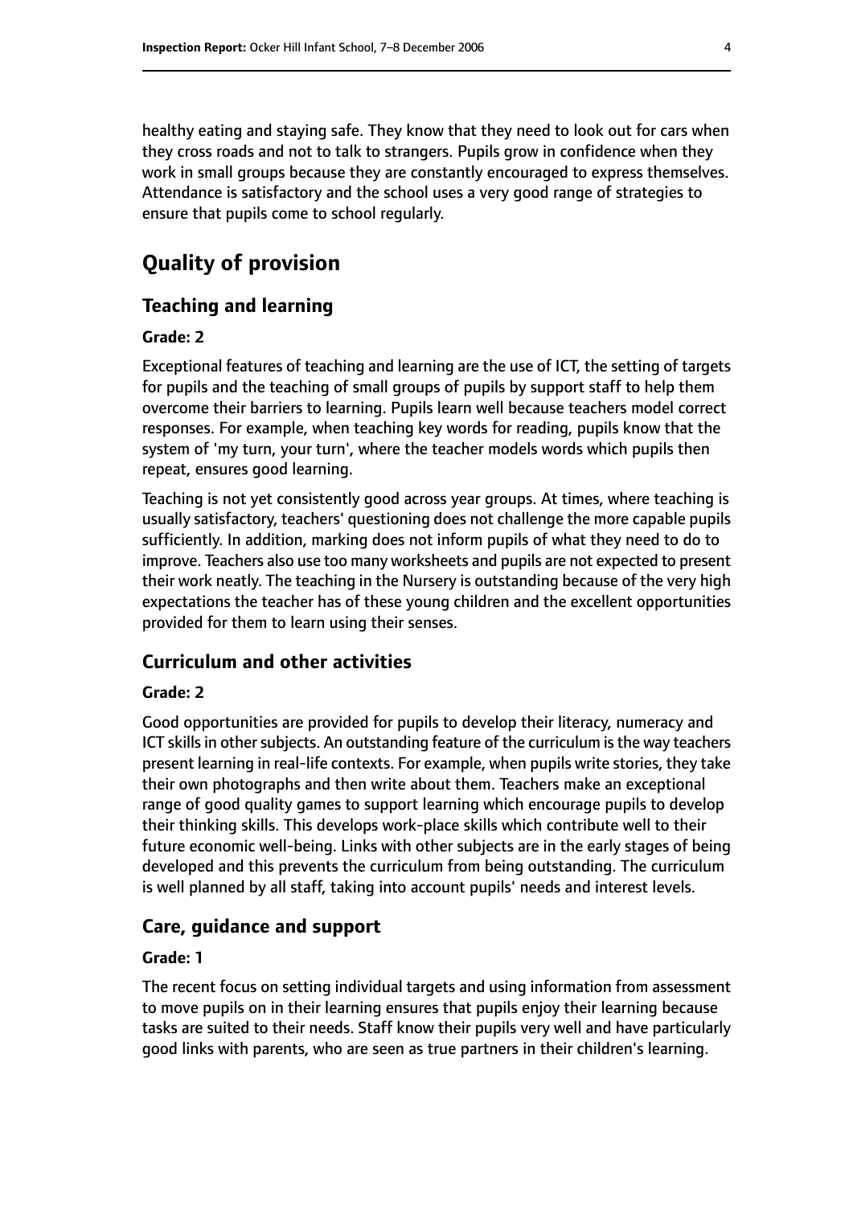healthy eating and staying safe. They know that they need to look out for cars when they cross roads and not to talk to strangers. Pupils grow in confidence when they work in small groups because they are constantly encouraged to express themselves. Attendance is satisfactory and the school uses a very good range of strategies to ensure that pupils come to school regularly.

# Quality of provision

## Teaching and learning

#### Grade: 2

Exceptional features of teaching and learning are the use of ICT, the setting of targets for pupils and the teaching of small groups of pupils by support staff to help them overcome their barriers to learning. Pupils learn well because teachers model correct responses. For example, when teaching key words for reading, pupils know that the system of 'my turn, your turn', where the teacher models words which pupils then repeat, ensures good learning.

Teaching is not yet consistently good across year groups. At times, where teaching is usually satisfactory, teachers' questioning does not challenge the more capable pupils sufficiently. In addition, marking does not inform pupils of what they need to do to improve. Teachers also use too many worksheets and pupils are not expected to present their work neatly. The teaching in the Nursery is outstanding because of the very high expectations the teacher has of these young children and the excellent opportunities provided for them to learn using their senses.

## Curriculum and other activities

#### Grade: 2

Good opportunities are provided for pupils to develop their literacy, numeracy and ICT skills in other subjects. An outstanding feature of the curriculum is the way teachers present learning in real-life contexts. For example, when pupils write stories, they take their own photographs and then write about them. Teachers make an exceptional range of good quality games to support learning which encourage pupils to develop their thinking skills. This develops work-place skills which contribute well to their future economic well-being. Links with other subjects are in the early stages of being developed and this prevents the curriculum from being outstanding. The curriculum is well planned by all staff, taking into account pupils' needs and interest levels.

## Care, guidance and support

#### Grade: 1

The recent focus on setting individual targets and using information from assessment to move pupils on in their learning ensures that pupils enjoy their learning because tasks are suited to their needs. Staff know their pupils very well and have particularly good links with parents, who are seen as true partners in their children's learning.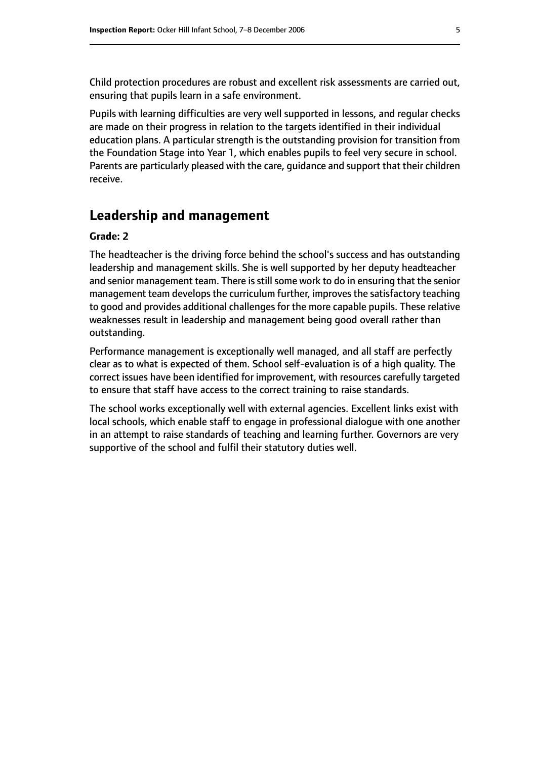Child protection procedures are robust and excellent risk assessments are carried out, ensuring that pupils learn in a safe environment.

Pupils with learning difficulties are very well supported in lessons, and regular checks are made on their progress in relation to the targets identified in their individual education plans. A particular strength is the outstanding provision for transition from the Foundation Stage into Year 1, which enables pupils to feel very secure in school. Parents are particularly pleased with the care, guidance and support that their children receive.

## Leadership and management

**Grade: 2**

The headteacher is the driving force behind the school's success and has outstanding leadership and management skills. She is well supported by her deputy headteacher and senior management team. There is still some work to do in ensuring that the senior management team develops the curriculum further, improves the satisfactory teaching to good and provides additional challenges for the more capable pupils. These relative weaknesses result in leadership and management being good overall rather than outstanding.

Performance management is exceptionally well managed, and all staff are perfectly clear as to what is expected of them. School self-evaluation is of a high quality. The correct issues have been identified for improvement, with resources carefully targeted to ensure that staff have access to the correct training to raise standards.

The school works exceptionally well with external agencies. Excellent links exist with local schools, which enable staff to engage in professional dialogue with one another in an attempt to raise standards of teaching and learning further. Governors are very supportive of the school and fulfil their statutory duties well.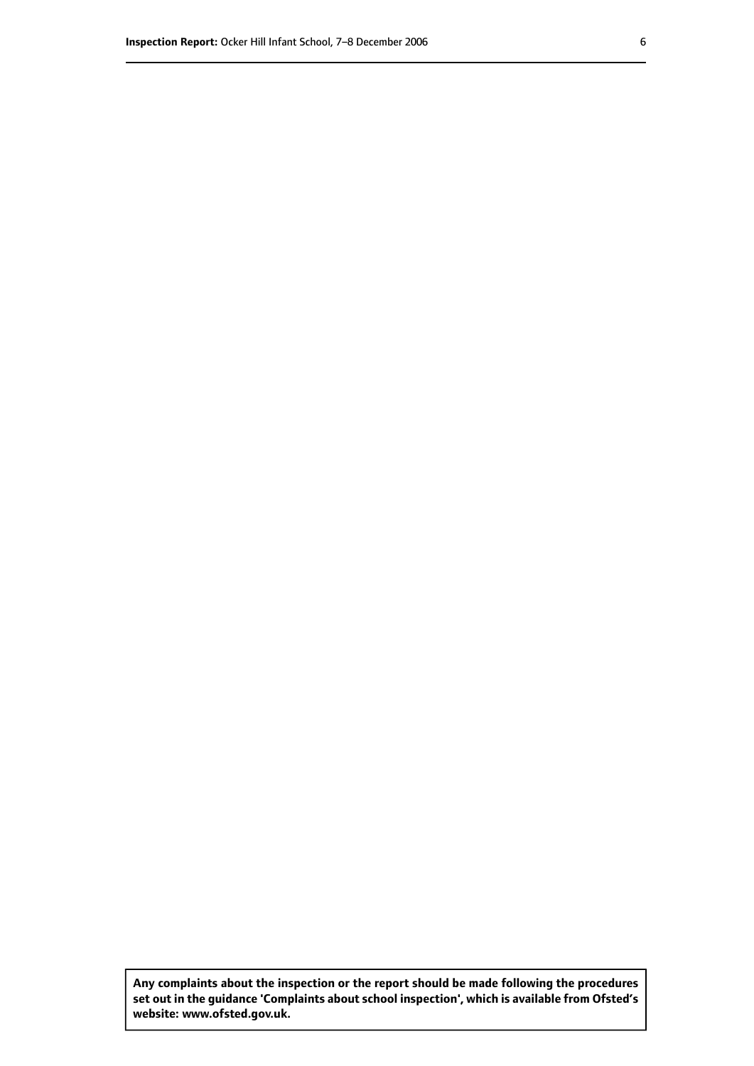**Any complaints about the inspection or the report should be made following the procedures set out in the guidance 'Complaints about school inspection', which is available from Ofsted's website: www.ofsted.gov.uk.**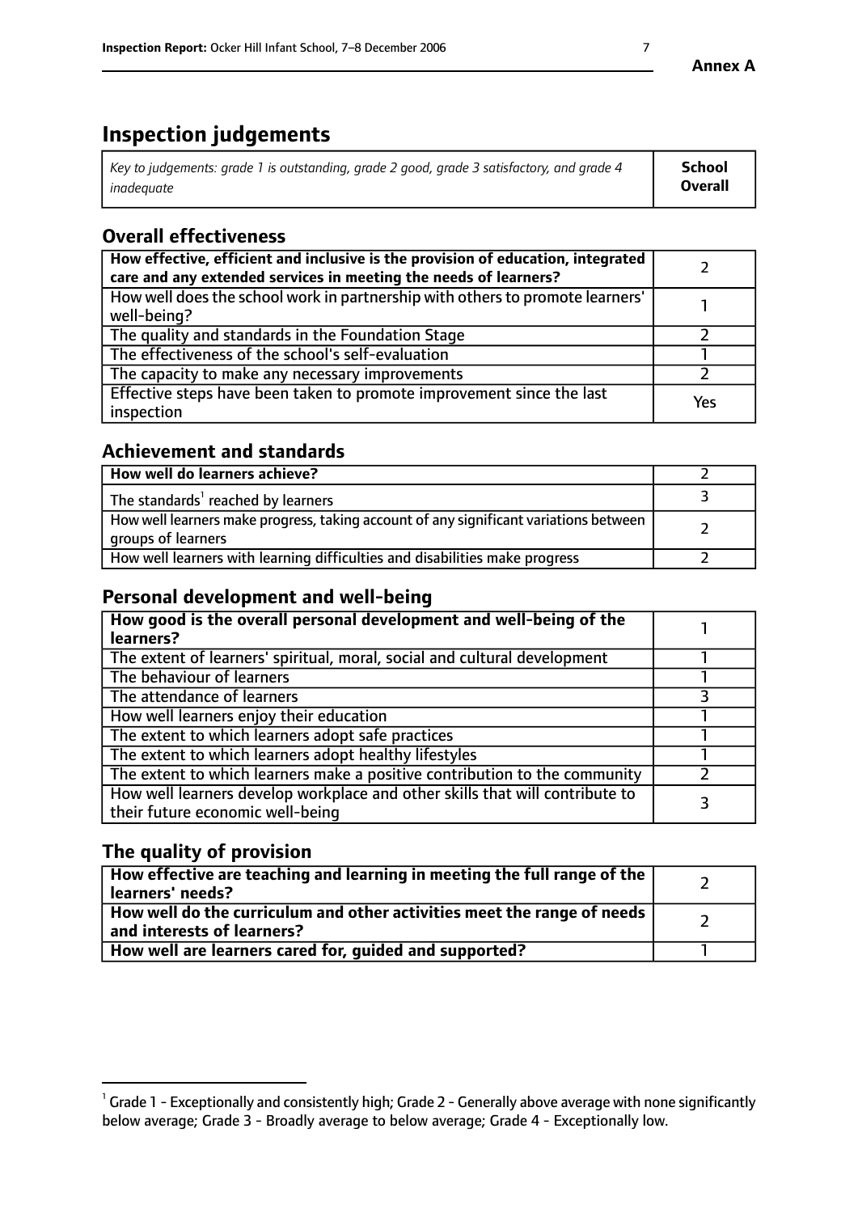**Annex A**

# Inspection judgements

| *Key to judgements: grade 1 is outstanding, grade 2 good, grade 3 satisfactory, and grade 4 inadequate* | **School Overall** |
|---|---|

## Overall effectiveness

| | |
|---|---|
| **How effective, efficient and inclusive is the provision of education, integrated care and any extended services in meeting the needs of learners?** | 2 |
| How well does the school work in partnership with others to promote learners' well-being? | 1 |
| The quality and standards in the Foundation Stage | 2 |
| The effectiveness of the school's self-evaluation | 1 |
| The capacity to make any necessary improvements | 2 |
| Effective steps have been taken to promote improvement since the last inspection | Yes |

## Achievement and standards

| | |
|---|---|
| **How well do learners achieve?** | 2 |
| The standards[1] reached by learners | 3 |
| How well learners make progress, taking account of any significant variations between groups of learners | 2 |
| How well learners with learning difficulties and disabilities make progress | 2 |

## Personal development and well-being

| | |
|---|---|
| **How good is the overall personal development and well-being of the learners?** | 1 |
| The extent of learners' spiritual, moral, social and cultural development | 1 |
| The behaviour of learners | 1 |
| The attendance of learners | 3 |
| How well learners enjoy their education | 1 |
| The extent to which learners adopt safe practices | 1 |
| The extent to which learners adopt healthy lifestyles | 1 |
| The extent to which learners make a positive contribution to the community | 2 |
| How well learners develop workplace and other skills that will contribute to their future economic well-being | 3 |

## The quality of provision

| | |
|---|---|
| **How effective are teaching and learning in meeting the full range of the learners' needs?** | 2 |
| **How well do the curriculum and other activities meet the range of needs and interests of learners?** | 2 |
| **How well are learners cared for, guided and supported?** | 1 |

[1] Grade 1 - Exceptionally and consistently high; Grade 2 - Generally above average with none significantly below average; Grade 3 - Broadly average to below average; Grade 4 - Exceptionally low.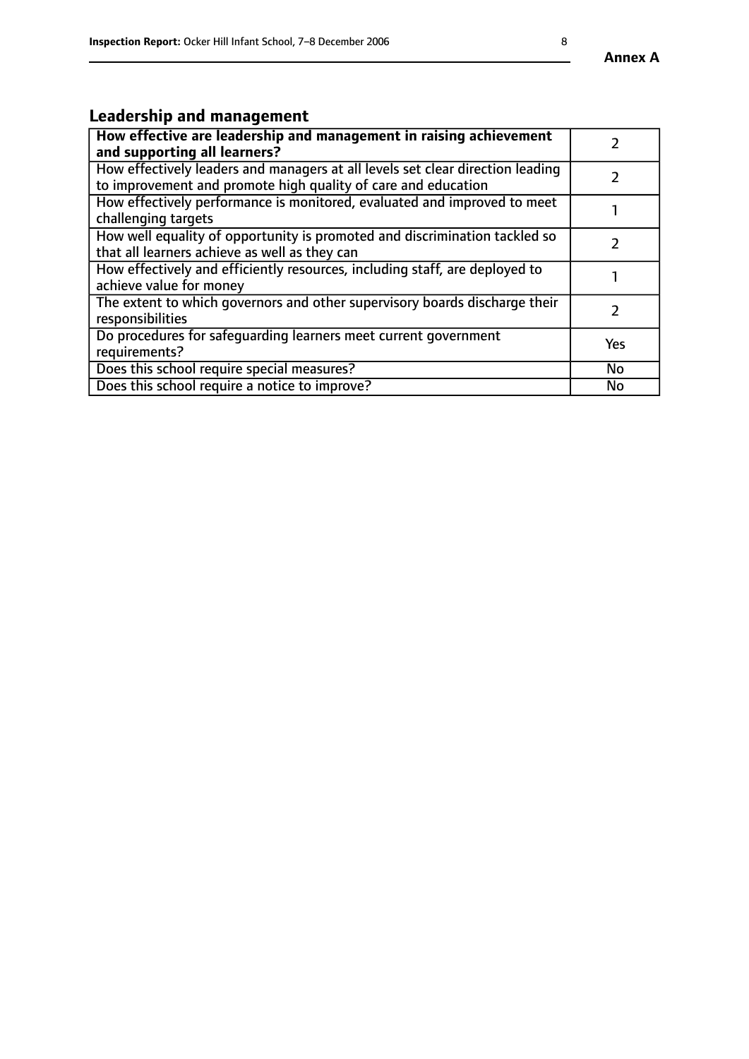## Leadership and management

| | |
|---|---|
| **How effective are leadership and management in raising achievement and supporting all learners?** | 2 |
| How effectively leaders and managers at all levels set clear direction leading to improvement and promote high quality of care and education | 2 |
| How effectively performance is monitored, evaluated and improved to meet challenging targets | 1 |
| How well equality of opportunity is promoted and discrimination tackled so that all learners achieve as well as they can | 2 |
| How effectively and efficiently resources, including staff, are deployed to achieve value for money | 1 |
| The extent to which governors and other supervisory boards discharge their responsibilities | 2 |
| Do procedures for safeguarding learners meet current government requirements? | Yes |
| Does this school require special measures? | No |
| Does this school require a notice to improve? | No |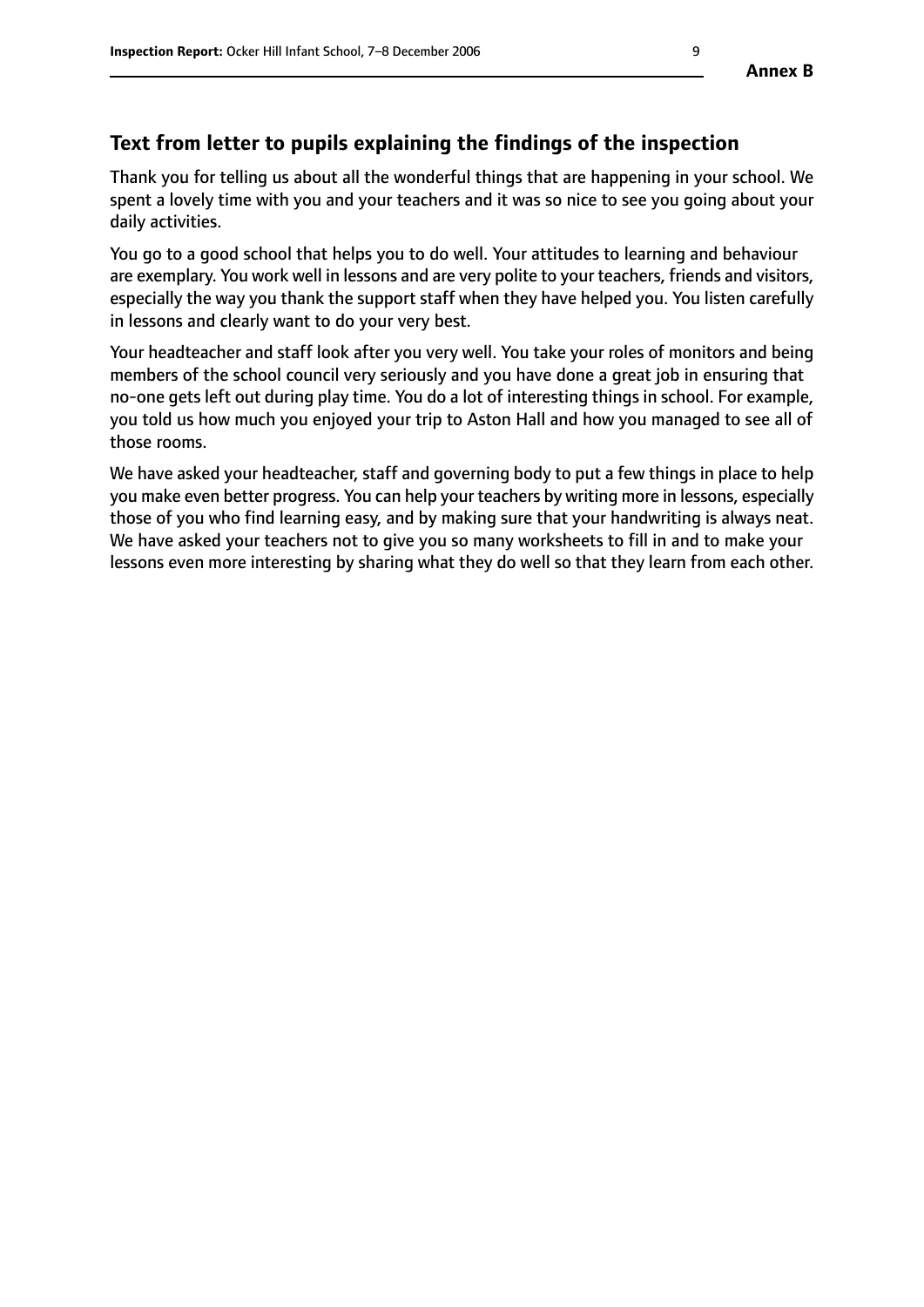## Text from letter to pupils explaining the findings of the inspection

Thank you for telling us about all the wonderful things that are happening in your school. We spent a lovely time with you and your teachers and it was so nice to see you going about your daily activities.

You go to a good school that helps you to do well. Your attitudes to learning and behaviour are exemplary. You work well in lessons and are very polite to your teachers, friends and visitors, especially the way you thank the support staff when they have helped you. You listen carefully in lessons and clearly want to do your very best.

Your headteacher and staff look after you very well. You take your roles of monitors and being members of the school council very seriously and you have done a great job in ensuring that no-one gets left out during play time. You do a lot of interesting things in school. For example, you told us how much you enjoyed your trip to Aston Hall and how you managed to see all of those rooms.

We have asked your headteacher, staff and governing body to put a few things in place to help you make even better progress. You can help your teachers by writing more in lessons, especially those of you who find learning easy, and by making sure that your handwriting is always neat. We have asked your teachers not to give you so many worksheets to fill in and to make your lessons even more interesting by sharing what they do well so that they learn from each other.